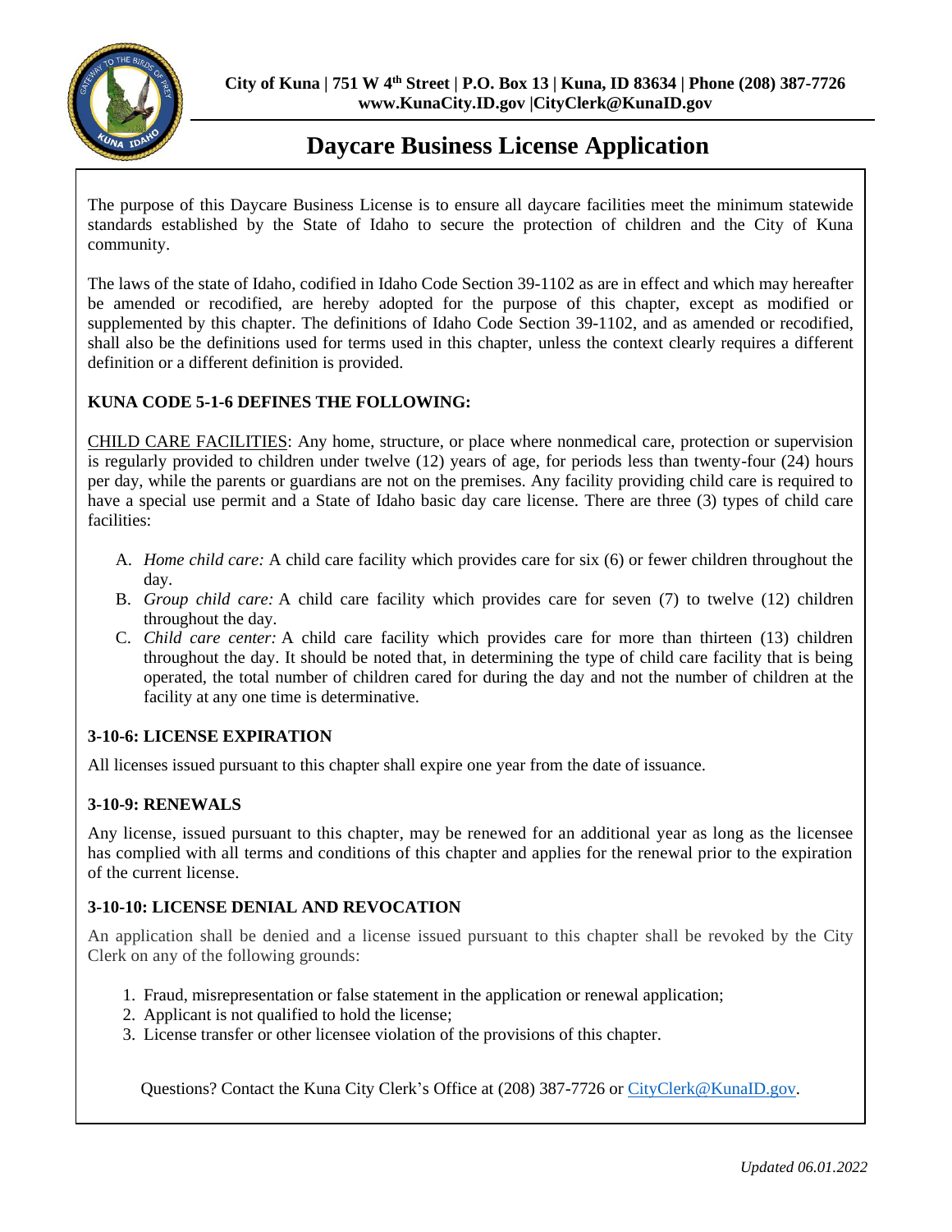City of Kuna | 751 W 4th Street | P.O. Box 13 | Kuna, ID 83634 | Phone (208) 387-7726
www.KunaCity.ID.gov |CityClerk@KunaID.gov

# Daycare Business License Application

The purpose of this Daycare Business License is to ensure all daycare facilities meet the minimum statewide standards established by the State of Idaho to secure the protection of children and the City of Kuna community.

The laws of the state of Idaho, codified in Idaho Code Section 39-1102 as are in effect and which may hereafter be amended or recodified, are hereby adopted for the purpose of this chapter, except as modified or supplemented by this chapter. The definitions of Idaho Code Section 39-1102, and as amended or recodified, shall also be the definitions used for terms used in this chapter, unless the context clearly requires a different definition or a different definition is provided.

**KUNA CODE 5-1-6 DEFINES THE FOLLOWING:**

CHILD CARE FACILITIES: Any home, structure, or place where nonmedical care, protection or supervision is regularly provided to children under twelve (12) years of age, for periods less than twenty-four (24) hours per day, while the parents or guardians are not on the premises. Any facility providing child care is required to have a special use permit and a State of Idaho basic day care license. There are three (3) types of child care facilities:

A. *Home child care:* A child care facility which provides care for six (6) or fewer children throughout the day.
B. *Group child care:* A child care facility which provides care for seven (7) to twelve (12) children throughout the day.
C. *Child care center:* A child care facility which provides care for more than thirteen (13) children throughout the day. It should be noted that, in determining the type of child care facility that is being operated, the total number of children cared for during the day and not the number of children at the facility at any one time is determinative.

**3-10-6: LICENSE EXPIRATION**

All licenses issued pursuant to this chapter shall expire one year from the date of issuance.

**3-10-9: RENEWALS**

Any license, issued pursuant to this chapter, may be renewed for an additional year as long as the licensee has complied with all terms and conditions of this chapter and applies for the renewal prior to the expiration of the current license.

**3-10-10: LICENSE DENIAL AND REVOCATION**

An application shall be denied and a license issued pursuant to this chapter shall be revoked by the City Clerk on any of the following grounds:

1. Fraud, misrepresentation or false statement in the application or renewal application;
2. Applicant is not qualified to hold the license;
3. License transfer or other licensee violation of the provisions of this chapter.

Questions? Contact the Kuna City Clerk's Office at (208) 387-7726 or CityClerk@KunaID.gov.

*Updated 06.01.2022*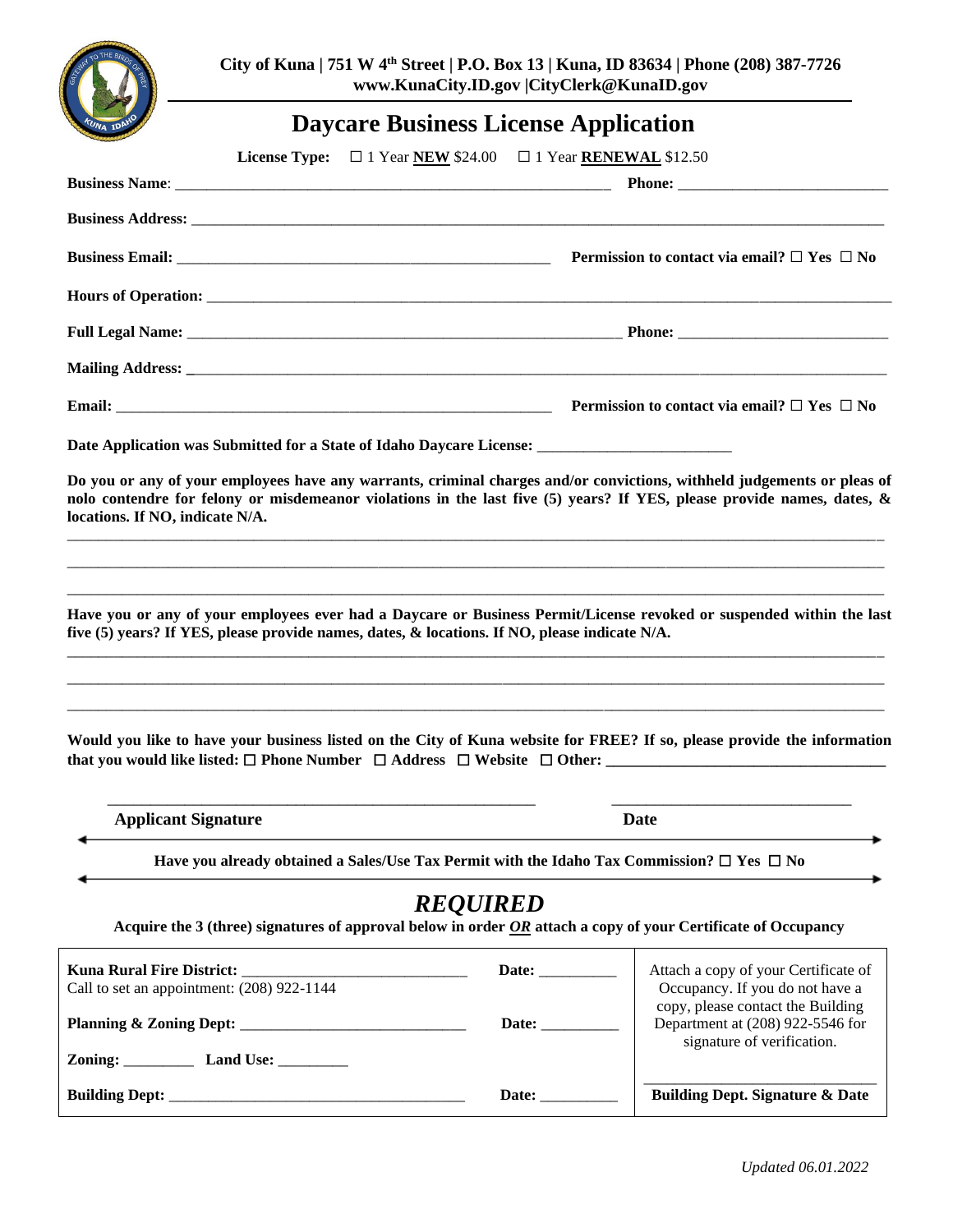**City of Kuna | 751 W 4th Street | P.O. Box 13 | Kuna, ID 83634 | Phone (208) 387-7726**
**www.KunaCity.ID.gov |CityClerk@KunaID.gov**

# Daycare Business License Application

**License Type:** ☐ 1 Year **NEW** $24.00 ☐ 1 Year **RENEWAL** $12.50

**Business Name**: ___________________________________________________________ **Phone:** ___________________________

**Business Address:** ___________________________________________________________________________________________

**Business Email:** ___________________________________________________ **Permission to contact via email?** ☐ **Yes** ☐ **No**

**Hours of Operation:** __________________________________________________________________________________________

**Full Legal Name:** ___________________________________________________________ **Phone:** ___________________________

**Mailing Address:** ____________________________________________________________________________________________

**Email:** ___________________________________________________________ **Permission to contact via email?** ☐ **Yes** ☐ **No**

**Date Application was Submitted for a State of Idaho Daycare License:** _________________________

**Do you or any of your employees have any warrants, criminal charges and/or convictions, withheld judgements or pleas of nolo contendre for felony or misdemeanor violations in the last five (5) years? If YES, please provide names, dates, & locations. If NO, indicate N/A.**

_____________________________________________________________________________________________________________

_____________________________________________________________________________________________________________

_____________________________________________________________________________________________________________

**Have you or any of your employees ever had a Daycare or Business Permit/License revoked or suspended within the last five (5) years? If YES, please provide names, dates, & locations. If NO, please indicate N/A.**

_____________________________________________________________________________________________________________

_____________________________________________________________________________________________________________

_____________________________________________________________________________________________________________

**Would you like to have your business listed on the City of Kuna website for FREE? If so, please provide the information that you would like listed:** ☐ **Phone Number** ☐ **Address** ☐ **Website** ☐ **Other:** ___________________________________

_______________________________________________________ ______________________________

**Applicant Signature** **Date**

**Have you already obtained a Sales/Use Tax Permit with the Idaho Tax Commission?** ☐ **Yes** ☐ **No**

## *REQUIRED*

**Acquire the 3 (three) signatures of approval below in order *OR* attach a copy of your Certificate of Occupancy**

| | | |
|---|---|---|
| **Kuna Rural Fire District:** _____________________________<br>Call to set an appointment: (208) 922-1144 | **Date:** __________ | Attach a copy of your Certificate of Occupancy. If you do not have a copy, please contact the Building Department at (208) 922-5546 for signature of verification. |
| **Planning & Zoning Dept:** _____________________________ | **Date:** __________ | |
| **Zoning:** _________ **Land Use:** _________ | | |
| **Building Dept:** _______________________________________ | **Date:** __________ | ______________________________<br>**Building Dept. Signature & Date** |

*Updated 06.01.2022*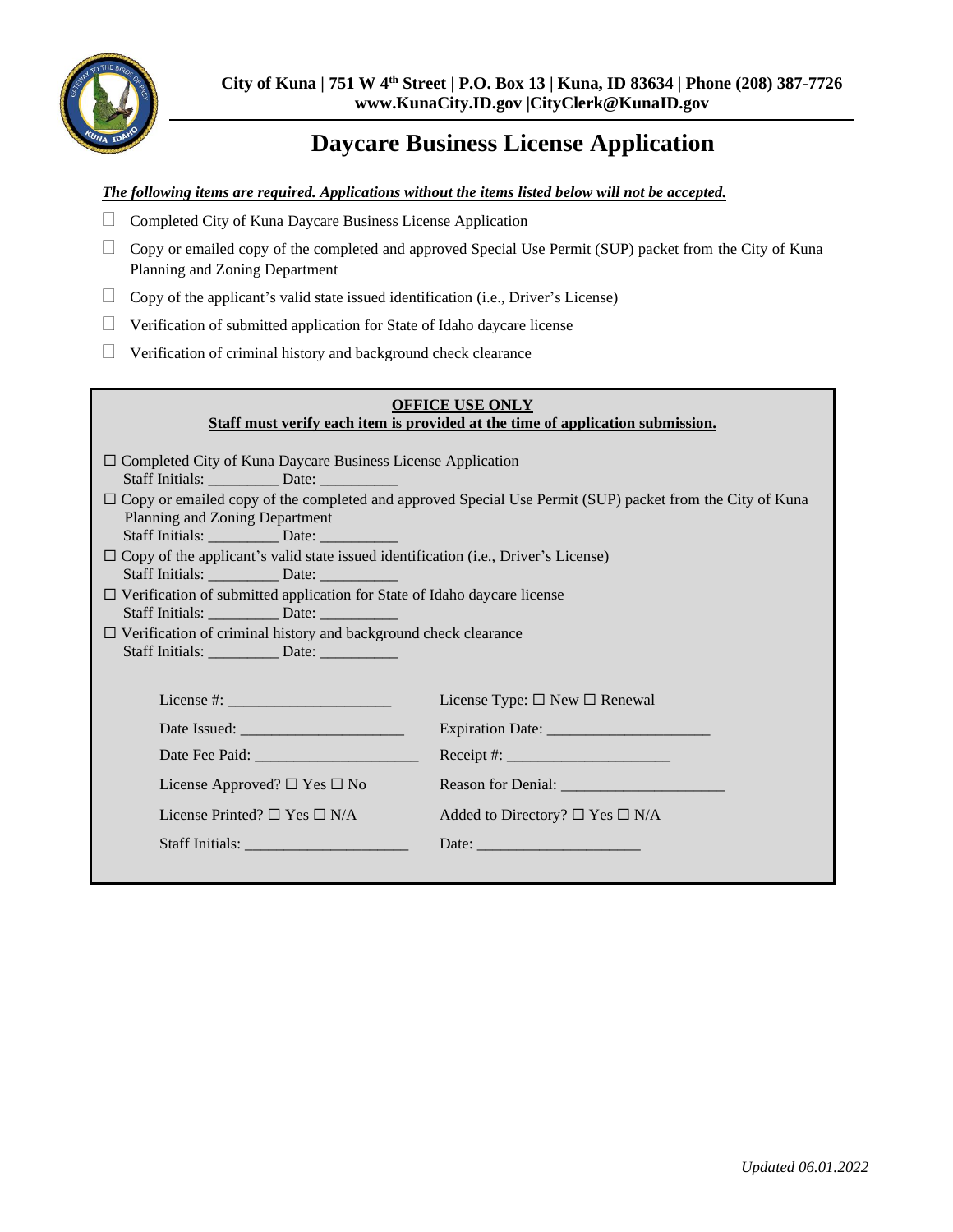City of Kuna | 751 W 4th Street | P.O. Box 13 | Kuna, ID 83634 | Phone (208) 387-7726
www.KunaCity.ID.gov |CityClerk@KunaID.gov

# Daycare Business License Application

***The following items are required. Applications without the items listed below will not be accepted.***

- ☐ Completed City of Kuna Daycare Business License Application
- ☐ Copy or emailed copy of the completed and approved Special Use Permit (SUP) packet from the City of Kuna Planning and Zoning Department
- ☐ Copy of the applicant's valid state issued identification (i.e., Driver's License)
- ☐ Verification of submitted application for State of Idaho daycare license
- ☐ Verification of criminal history and background check clearance

**OFFICE USE ONLY**

**Staff must verify each item is provided at the time of application submission.**

☐ Completed City of Kuna Daycare Business License Application
Staff Initials: _________ Date: __________

☐ Copy or emailed copy of the completed and approved Special Use Permit (SUP) packet from the City of Kuna Planning and Zoning Department
Staff Initials: _________ Date: __________

☐ Copy of the applicant's valid state issued identification (i.e., Driver's License)
Staff Initials: _________ Date: __________

☐ Verification of submitted application for State of Idaho daycare license
Staff Initials: _________ Date: __________

☐ Verification of criminal history and background check clearance
Staff Initials: _________ Date: __________

| | |
|---|---|
| License #: _____________________ | License Type: ☐ New ☐ Renewal |
| Date Issued: _____________________ | Expiration Date: _____________________ |
| Date Fee Paid: _____________________ | Receipt #: _____________________ |
| License Approved? ☐ Yes ☐ No | Reason for Denial: _____________________ |
| License Printed? ☐ Yes ☐ N/A | Added to Directory? ☐ Yes ☐ N/A |
| Staff Initials: _____________________ | Date: _____________________ |

*Updated 06.01.2022*